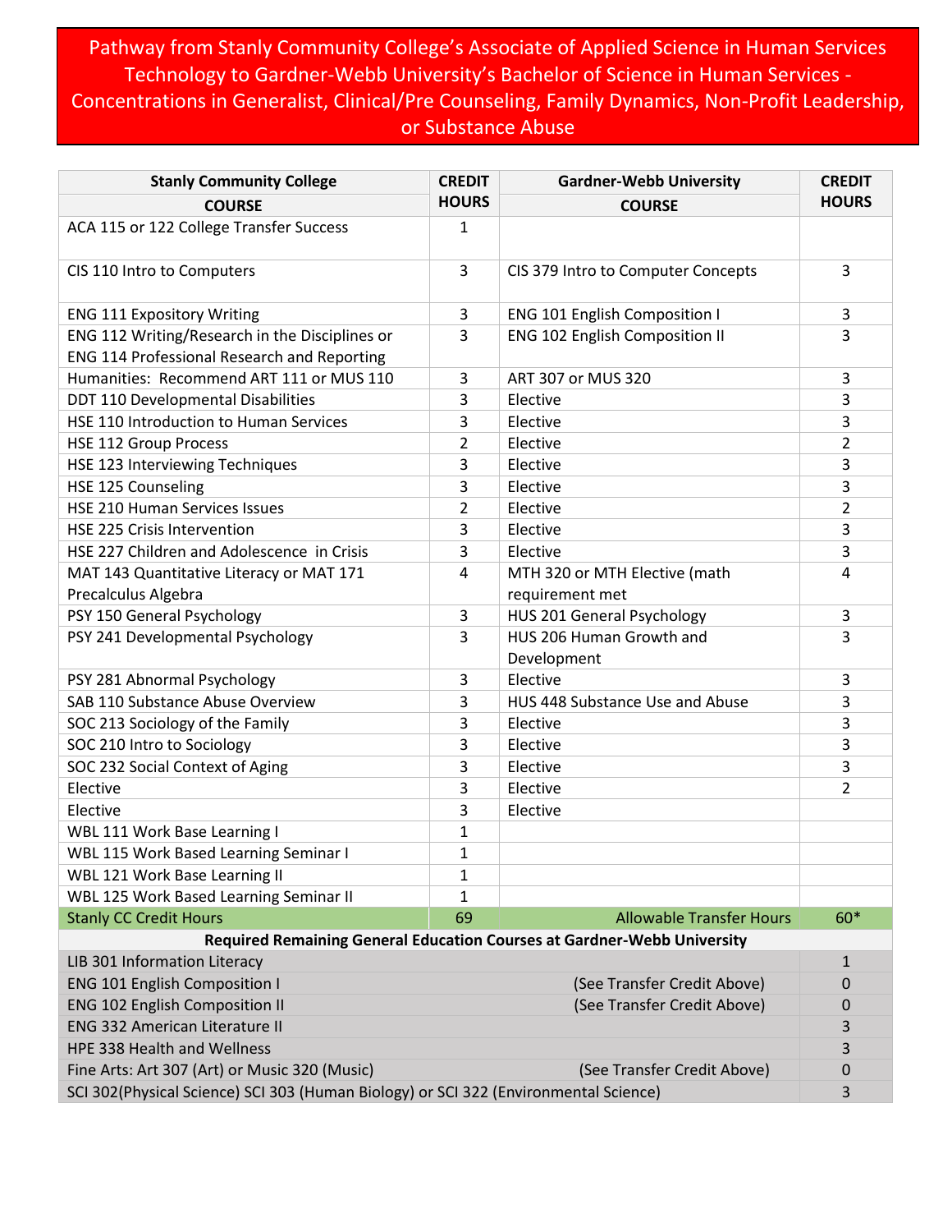# Pathway from Stanly Community College's Associate of Applied Science in Human Services Technology to Gardner-Webb University's Bachelor of Science in Human Services - Concentrations in Generalist, Clinical/Pre Counseling, Family Dynamics, Non-Profit Leadership, or Substance Abuse

| Stanly Community College COURSE | CREDIT HOURS | Gardner-Webb University COURSE | CREDIT HOURS |
|---|---|---|---|
| ACA 115 or 122 College Transfer Success | 1 | | |
| CIS 110 Intro to Computers | 3 | CIS 379 Intro to Computer Concepts | 3 |
| ENG 111 Expository Writing | 3 | ENG 101 English Composition I | 3 |
| ENG 112 Writing/Research in the Disciplines or ENG 114 Professional Research and Reporting | 3 | ENG 102 English Composition II | 3 |
| Humanities: Recommend ART 111 or MUS 110 | 3 | ART 307 or MUS 320 | 3 |
| DDT 110 Developmental Disabilities | 3 | Elective | 3 |
| HSE 110 Introduction to Human Services | 3 | Elective | 3 |
| HSE 112 Group Process | 2 | Elective | 2 |
| HSE 123 Interviewing Techniques | 3 | Elective | 3 |
| HSE 125 Counseling | 3 | Elective | 3 |
| HSE 210 Human Services Issues | 2 | Elective | 2 |
| HSE 225 Crisis Intervention | 3 | Elective | 3 |
| HSE 227 Children and Adolescence in Crisis | 3 | Elective | 3 |
| MAT 143 Quantitative Literacy or MAT 171 Precalculus Algebra | 4 | MTH 320 or MTH Elective (math requirement met | 4 |
| PSY 150 General Psychology | 3 | HUS 201 General Psychology | 3 |
| PSY 241 Developmental Psychology | 3 | HUS 206 Human Growth and Development | 3 |
| PSY 281 Abnormal Psychology | 3 | Elective | 3 |
| SAB 110 Substance Abuse Overview | 3 | HUS 448 Substance Use and Abuse | 3 |
| SOC 213 Sociology of the Family | 3 | Elective | 3 |
| SOC 210 Intro to Sociology | 3 | Elective | 3 |
| SOC 232 Social Context of Aging | 3 | Elective | 3 |
| Elective | 3 | Elective | 2 |
| Elective | 3 | Elective | |
| WBL 111 Work Base Learning I | 1 | | |
| WBL 115 Work Based Learning Seminar I | 1 | | |
| WBL 121 Work Base Learning II | 1 | | |
| WBL 125 Work Based Learning Seminar II | 1 | | |
| Stanly CC Credit Hours | 69 | Allowable Transfer Hours | 60* |

**Required Remaining General Education Courses at Gardner-Webb University**

| Course | Note | Credit Hours |
|---|---|---|
| LIB 301 Information Literacy | | 1 |
| ENG 101 English Composition I | (See Transfer Credit Above) | 0 |
| ENG 102 English Composition II | (See Transfer Credit Above) | 0 |
| ENG 332 American Literature II | | 3 |
| HPE 338 Health and Wellness | | 3 |
| Fine Arts: Art 307 (Art) or Music 320 (Music) | (See Transfer Credit Above) | 0 |
| SCI 302(Physical Science) SCI 303 (Human Biology) or SCI 322 (Environmental Science) | | 3 |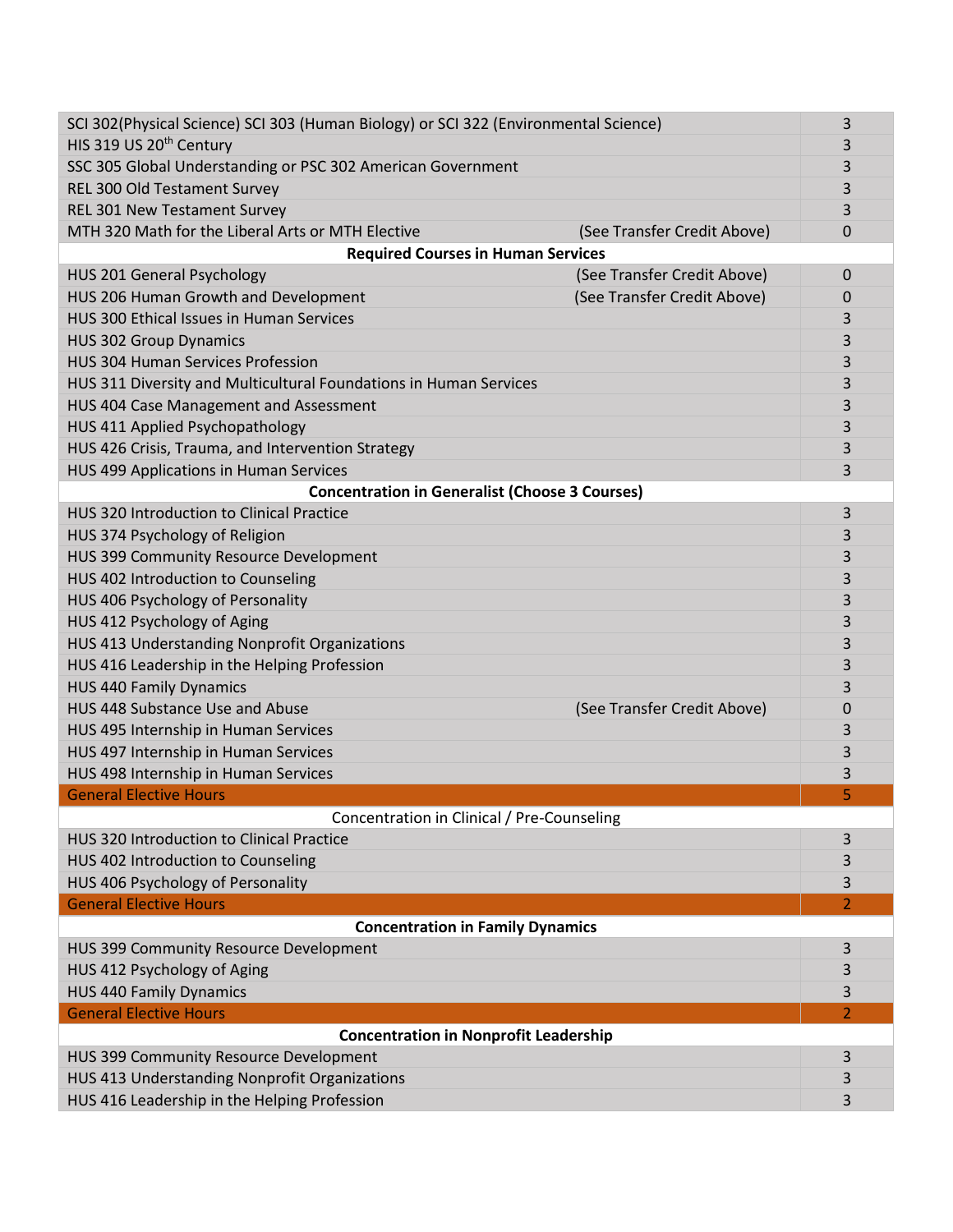| Course | Note | Credits |
|---|---|---|
| SCI 302(Physical Science) SCI 303 (Human Biology) or SCI 322 (Environmental Science) | | 3 |
| HIS 319 US 20th Century | | 3 |
| SSC 305 Global Understanding or PSC 302 American Government | | 3 |
| REL 300 Old Testament Survey | | 3 |
| REL 301 New Testament Survey | | 3 |
| MTH 320 Math for the Liberal Arts or MTH Elective | (See Transfer Credit Above) | 0 |
| **Required Courses in Human Services** | | |
| HUS 201 General Psychology | (See Transfer Credit Above) | 0 |
| HUS 206 Human Growth and Development | (See Transfer Credit Above) | 0 |
| HUS 300 Ethical Issues in Human Services | | 3 |
| HUS 302 Group Dynamics | | 3 |
| HUS 304 Human Services Profession | | 3 |
| HUS 311 Diversity and Multicultural Foundations in Human Services | | 3 |
| HUS 404 Case Management and Assessment | | 3 |
| HUS 411 Applied Psychopathology | | 3 |
| HUS 426 Crisis, Trauma, and Intervention Strategy | | 3 |
| HUS 499 Applications in Human Services | | 3 |
| **Concentration in Generalist (Choose 3 Courses)** | | |
| HUS 320 Introduction to Clinical Practice | | 3 |
| HUS 374 Psychology of Religion | | 3 |
| HUS 399 Community Resource Development | | 3 |
| HUS 402 Introduction to Counseling | | 3 |
| HUS 406 Psychology of Personality | | 3 |
| HUS 412 Psychology of Aging | | 3 |
| HUS 413 Understanding Nonprofit Organizations | | 3 |
| HUS 416 Leadership in the Helping Profession | | 3 |
| HUS 440 Family Dynamics | | 3 |
| HUS 448 Substance Use and Abuse | (See Transfer Credit Above) | 0 |
| HUS 495 Internship in Human Services | | 3 |
| HUS 497 Internship in Human Services | | 3 |
| HUS 498 Internship in Human Services | | 3 |
| General Elective Hours | | 5 |
| Concentration in Clinical / Pre-Counseling | | |
| HUS 320 Introduction to Clinical Practice | | 3 |
| HUS 402 Introduction to Counseling | | 3 |
| HUS 406 Psychology of Personality | | 3 |
| General Elective Hours | | 2 |
| **Concentration in Family Dynamics** | | |
| HUS 399 Community Resource Development | | 3 |
| HUS 412 Psychology of Aging | | 3 |
| HUS 440 Family Dynamics | | 3 |
| General Elective Hours | | 2 |
| **Concentration in Nonprofit Leadership** | | |
| HUS 399 Community Resource Development | | 3 |
| HUS 413 Understanding Nonprofit Organizations | | 3 |
| HUS 416 Leadership in the Helping Profession | | 3 |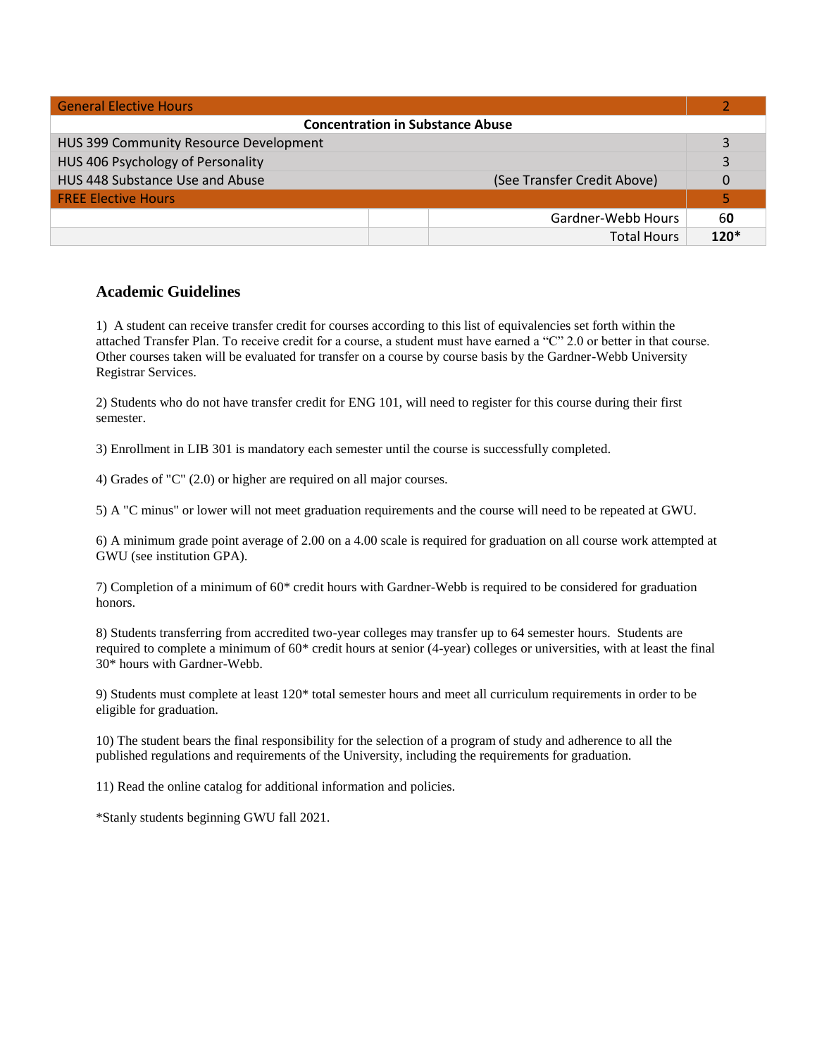| | | | |
|---|---|---|---|
| General Elective Hours | | | 2 |
| **Concentration in Substance Abuse** | | | |
| HUS 399 Community Resource Development | | | 3 |
| HUS 406 Psychology of Personality | | | 3 |
| HUS 448 Substance Use and Abuse | | (See Transfer Credit Above) | 0 |
| FREE Elective Hours | | | 5 |
| | | Gardner-Webb Hours | **60** |
| | | Total Hours | **120*** |

### Academic Guidelines

1) A student can receive transfer credit for courses according to this list of equivalencies set forth within the attached Transfer Plan. To receive credit for a course, a student must have earned a "C" 2.0 or better in that course. Other courses taken will be evaluated for transfer on a course by course basis by the Gardner-Webb University Registrar Services.

2) Students who do not have transfer credit for ENG 101, will need to register for this course during their first semester.

3) Enrollment in LIB 301 is mandatory each semester until the course is successfully completed.

4) Grades of "C" (2.0) or higher are required on all major courses.

5) A "C minus" or lower will not meet graduation requirements and the course will need to be repeated at GWU.

6) A minimum grade point average of 2.00 on a 4.00 scale is required for graduation on all course work attempted at GWU (see institution GPA).

7) Completion of a minimum of 60* credit hours with Gardner-Webb is required to be considered for graduation honors.

8) Students transferring from accredited two-year colleges may transfer up to 64 semester hours. Students are required to complete a minimum of 60* credit hours at senior (4-year) colleges or universities, with at least the final 30* hours with Gardner-Webb.

9) Students must complete at least 120* total semester hours and meet all curriculum requirements in order to be eligible for graduation.

10) The student bears the final responsibility for the selection of a program of study and adherence to all the published regulations and requirements of the University, including the requirements for graduation.

11) Read the online catalog for additional information and policies.

*Stanly students beginning GWU fall 2021.